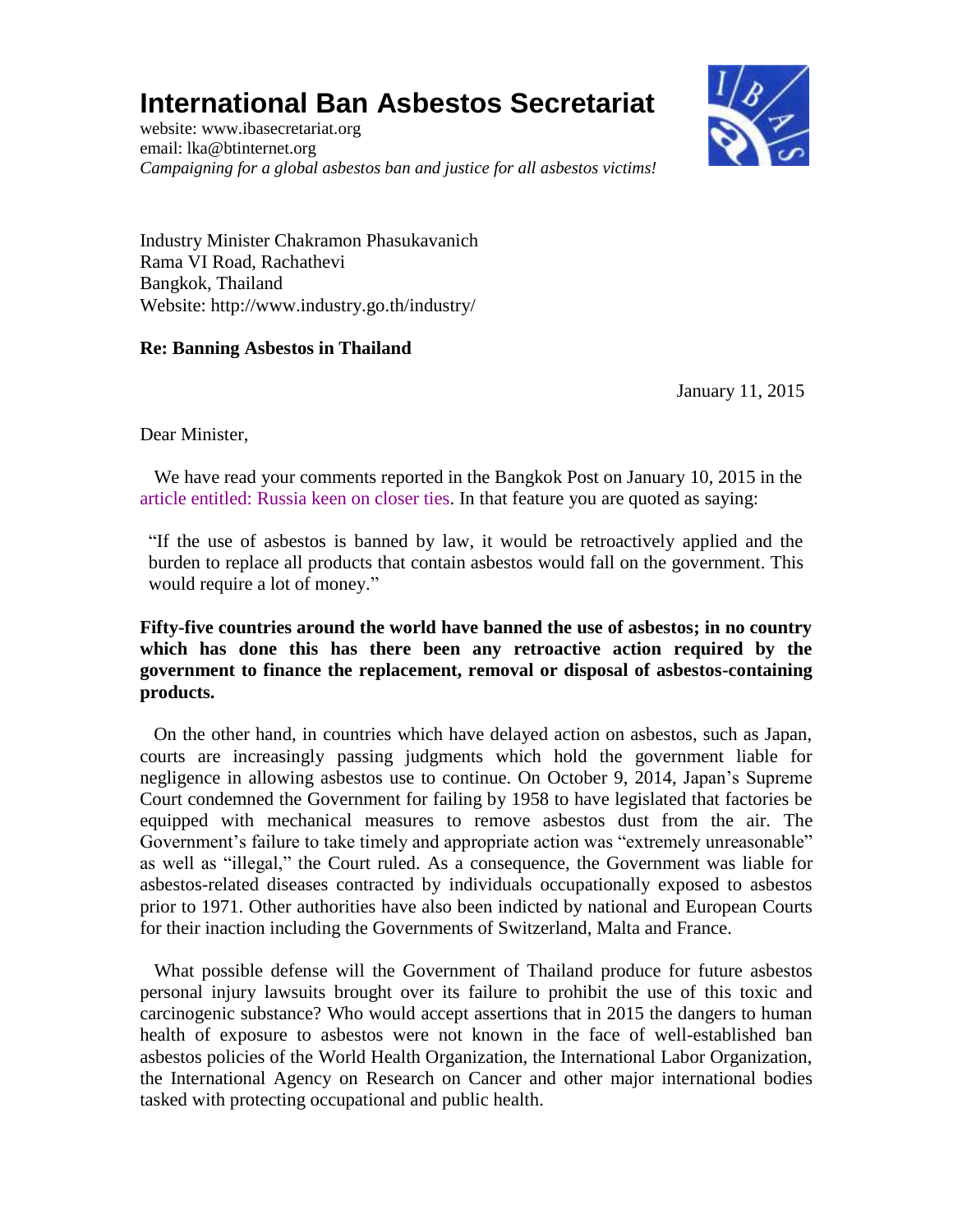# International Ban Asbestos Secretariat

website: www.ibasecretariat.org
email: lka@btinternet.org
*Campaigning for a global asbestos ban and justice for all asbestos victims!*

Industry Minister Chakramon Phasukavanich
Rama VI Road, Rachathevi
Bangkok, Thailand
Website: http://www.industry.go.th/industry/

**Re: Banning Asbestos in Thailand**

January 11, 2015

Dear Minister,

We have read your comments reported in the Bangkok Post on January 10, 2015 in the article entitled: Russia keen on closer ties. In that feature you are quoted as saying:

> "If the use of asbestos is banned by law, it would be retroactively applied and the burden to replace all products that contain asbestos would fall on the government. This would require a lot of money."

**Fifty-five countries around the world have banned the use of asbestos; in no country which has done this has there been any retroactive action required by the government to finance the replacement, removal or disposal of asbestos-containing products.**

On the other hand, in countries which have delayed action on asbestos, such as Japan, courts are increasingly passing judgments which hold the government liable for negligence in allowing asbestos use to continue. On October 9, 2014, Japan's Supreme Court condemned the Government for failing by 1958 to have legislated that factories be equipped with mechanical measures to remove asbestos dust from the air. The Government's failure to take timely and appropriate action was "extremely unreasonable" as well as "illegal," the Court ruled. As a consequence, the Government was liable for asbestos-related diseases contracted by individuals occupationally exposed to asbestos prior to 1971. Other authorities have also been indicted by national and European Courts for their inaction including the Governments of Switzerland, Malta and France.

What possible defense will the Government of Thailand produce for future asbestos personal injury lawsuits brought over its failure to prohibit the use of this toxic and carcinogenic substance? Who would accept assertions that in 2015 the dangers to human health of exposure to asbestos were not known in the face of well-established ban asbestos policies of the World Health Organization, the International Labor Organization, the International Agency on Research on Cancer and other major international bodies tasked with protecting occupational and public health.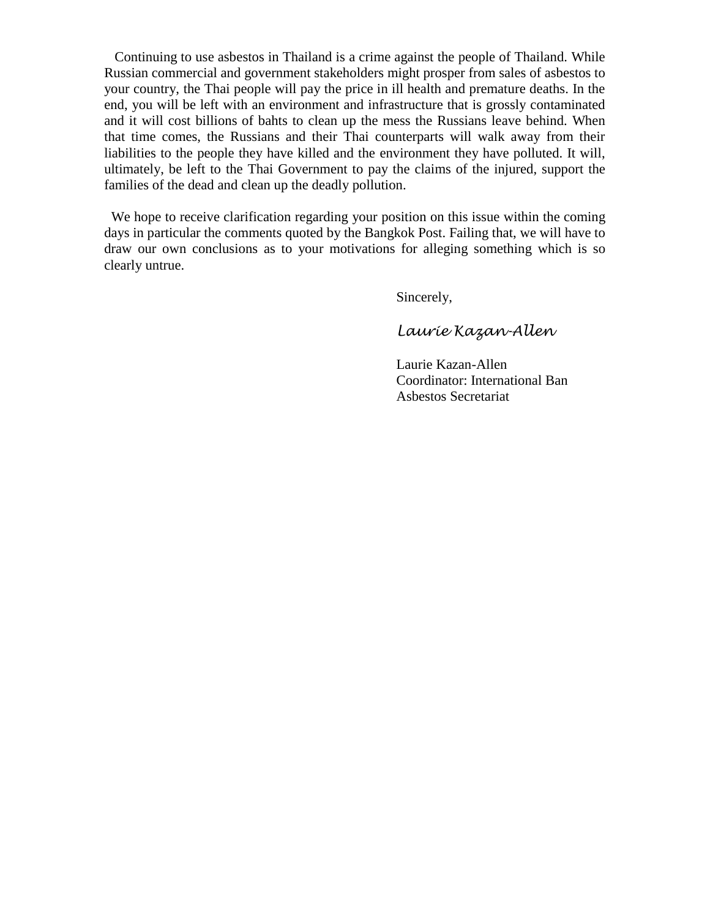Continuing to use asbestos in Thailand is a crime against the people of Thailand. While Russian commercial and government stakeholders might prosper from sales of asbestos to your country, the Thai people will pay the price in ill health and premature deaths. In the end, you will be left with an environment and infrastructure that is grossly contaminated and it will cost billions of bahts to clean up the mess the Russians leave behind. When that time comes, the Russians and their Thai counterparts will walk away from their liabilities to the people they have killed and the environment they have polluted. It will, ultimately, be left to the Thai Government to pay the claims of the injured, support the families of the dead and clean up the deadly pollution.

We hope to receive clarification regarding your position on this issue within the coming days in particular the comments quoted by the Bangkok Post. Failing that, we will have to draw our own conclusions as to your motivations for alleging something which is so clearly untrue.

Sincerely,

*Laurie Kazan-Allen*

Laurie Kazan-Allen
Coordinator: International Ban Asbestos Secretariat